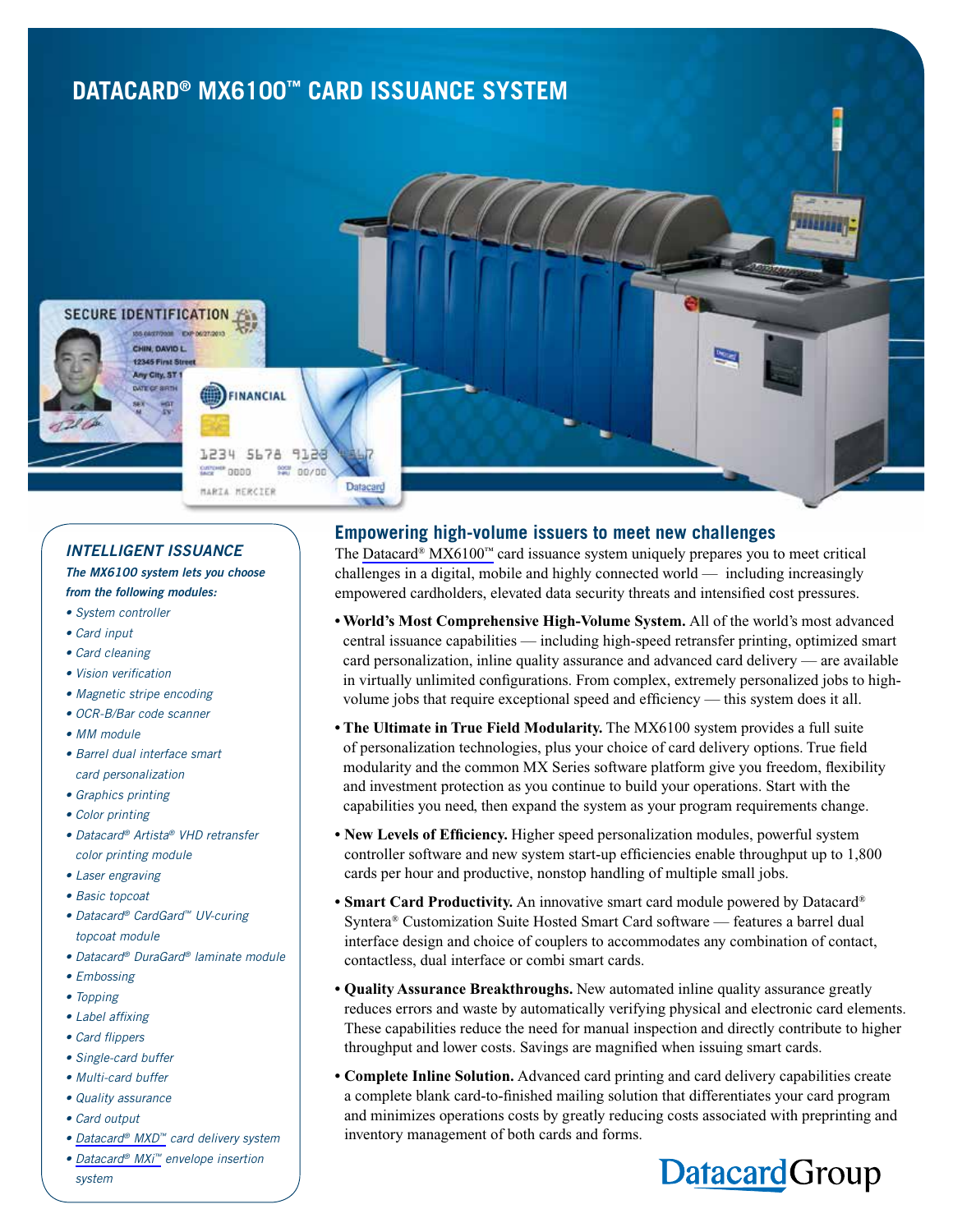# DATACARD® MX6100™ CARD ISSUANCE SYSTEM

### *INTELLIGENT ISSUANCE*

***The MX6100 system lets you choose from the following modules:***

- *System controller*
- *Card input*
- *Card cleaning*
- *Vision verification*
- *Magnetic stripe encoding*
- *OCR-B/Bar code scanner*
- *MM module*
- *Barrel dual interface smart card personalization*
- *Graphics printing*
- *Color printing*
- *Datacard® Artista® VHD retransfer color printing module*
- *Laser engraving*
- *Basic topcoat*
- *Datacard® CardGard™ UV-curing topcoat module*
- *Datacard® DuraGard® laminate module*
- *Embossing*
- *Topping*
- *Label affixing*
- *Card flippers*
- *Single-card buffer*
- *Multi-card buffer*
- *Quality assurance*
- *Card output*
- *Datacard® MXD™ card delivery system*
- *Datacard® MXi™ envelope insertion system*

## Empowering high-volume issuers to meet new challenges

The Datacard® MX6100™ card issuance system uniquely prepares you to meet critical challenges in a digital, mobile and highly connected world — including increasingly empowered cardholders, elevated data security threats and intensified cost pressures.

- **World's Most Comprehensive High-Volume System.** All of the world's most advanced central issuance capabilities — including high-speed retransfer printing, optimized smart card personalization, inline quality assurance and advanced card delivery — are available in virtually unlimited configurations. From complex, extremely personalized jobs to high-volume jobs that require exceptional speed and efficiency — this system does it all.
- **The Ultimate in True Field Modularity.** The MX6100 system provides a full suite of personalization technologies, plus your choice of card delivery options. True field modularity and the common MX Series software platform give you freedom, flexibility and investment protection as you continue to build your operations. Start with the capabilities you need, then expand the system as your program requirements change.
- **New Levels of Efficiency.** Higher speed personalization modules, powerful system controller software and new system start-up efficiencies enable throughput up to 1,800 cards per hour and productive, nonstop handling of multiple small jobs.
- **Smart Card Productivity.** An innovative smart card module powered by Datacard® Syntera® Customization Suite Hosted Smart Card software — features a barrel dual interface design and choice of couplers to accommodates any combination of contact, contactless, dual interface or combi smart cards.
- **Quality Assurance Breakthroughs.** New automated inline quality assurance greatly reduces errors and waste by automatically verifying physical and electronic card elements. These capabilities reduce the need for manual inspection and directly contribute to higher throughput and lower costs. Savings are magnified when issuing smart cards.
- **Complete Inline Solution.** Advanced card printing and card delivery capabilities create a complete blank card-to-finished mailing solution that differentiates your card program and minimizes operations costs by greatly reducing costs associated with preprinting and inventory management of both cards and forms.

DatacardGroup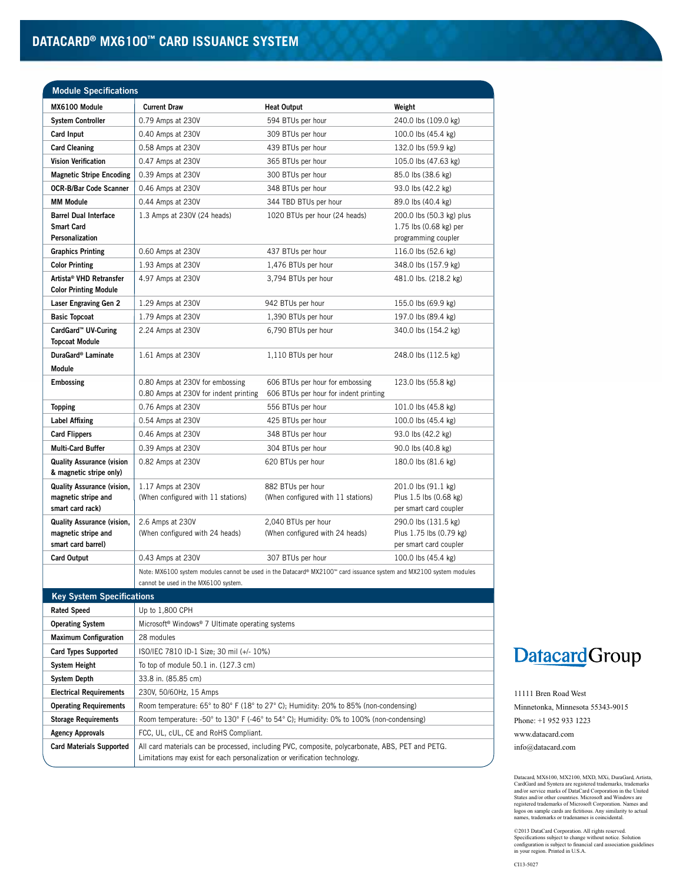# DATACARD® MX6100™ CARD ISSUANCE SYSTEM

## Module Specifications

| MX6100 Module | Current Draw | Heat Output | Weight |
|---|---|---|---|
| System Controller | 0.79 Amps at 230V | 594 BTUs per hour | 240.0 lbs (109.0 kg) |
| Card Input | 0.40 Amps at 230V | 309 BTUs per hour | 100.0 lbs (45.4 kg) |
| Card Cleaning | 0.58 Amps at 230V | 439 BTUs per hour | 132.0 lbs (59.9 kg) |
| Vision Verification | 0.47 Amps at 230V | 365 BTUs per hour | 105.0 lbs (47.63 kg) |
| Magnetic Stripe Encoding | 0.39 Amps at 230V | 300 BTUs per hour | 85.0 lbs (38.6 kg) |
| OCR-B/Bar Code Scanner | 0.46 Amps at 230V | 348 BTUs per hour | 93.0 lbs (42.2 kg) |
| MM Module | 0.44 Amps at 230V | 344 TBD BTUs per hour | 89.0 lbs (40.4 kg) |
| Barrel Dual Interface Smart Card Personalization | 1.3 Amps at 230V (24 heads) | 1020 BTUs per hour (24 heads) | 200.0 lbs (50.3 kg) plus 1.75 lbs (0.68 kg) per programming coupler |
| Graphics Printing | 0.60 Amps at 230V | 437 BTUs per hour | 116.0 lbs (52.6 kg) |
| Color Printing | 1.93 Amps at 230V | 1,476 BTUs per hour | 348.0 lbs (157.9 kg) |
| Artista® VHD Retransfer Color Printing Module | 4.97 Amps at 230V | 3,794 BTUs per hour | 481.0 lbs. (218.2 kg) |
| Laser Engraving Gen 2 | 1.29 Amps at 230V | 942 BTUs per hour | 155.0 lbs (69.9 kg) |
| Basic Topcoat | 1.79 Amps at 230V | 1,390 BTUs per hour | 197.0 lbs (89.4 kg) |
| CardGard™ UV-Curing Topcoat Module | 2.24 Amps at 230V | 6,790 BTUs per hour | 340.0 lbs (154.2 kg) |
| DuraGard® Laminate Module | 1.61 Amps at 230V | 1,110 BTUs per hour | 248.0 lbs (112.5 kg) |
| Embossing | 0.80 Amps at 230V for embossing<br>0.80 Amps at 230V for indent printing | 606 BTUs per hour for embossing<br>606 BTUs per hour for indent printing | 123.0 lbs (55.8 kg) |
| Topping | 0.76 Amps at 230V | 556 BTUs per hour | 101.0 lbs (45.8 kg) |
| Label Affixing | 0.54 Amps at 230V | 425 BTUs per hour | 100.0 lbs (45.4 kg) |
| Card Flippers | 0.46 Amps at 230V | 348 BTUs per hour | 93.0 lbs (42.2 kg) |
| Multi-Card Buffer | 0.39 Amps at 230V | 304 BTUs per hour | 90.0 lbs (40.8 kg) |
| Quality Assurance (vision & magnetic stripe only) | 0.82 Amps at 230V | 620 BTUs per hour | 180.0 lbs (81.6 kg) |
| Quality Assurance (vision, magnetic stripe and smart card rack) | 1.17 Amps at 230V (When configured with 11 stations) | 882 BTUs per hour (When configured with 11 stations) | 201.0 lbs (91.1 kg) Plus 1.5 lbs (0.68 kg) per smart card coupler |
| Quality Assurance (vision, magnetic stripe and smart card barrel) | 2.6 Amps at 230V (When configured with 24 heads) | 2,040 BTUs per hour (When configured with 24 heads) | 290.0 lbs (131.5 kg) Plus 1.75 lbs (0.79 kg) per smart card coupler |
| Card Output | 0.43 Amps at 230V | 307 BTUs per hour | 100.0 lbs (45.4 kg) |
| | Note: MX6100 system modules cannot be used in the Datacard® MX2100™ card issuance system and MX2100 system modules cannot be used in the MX6100 system. | | |

## Key System Specifications

| | |
|---|---|
| Rated Speed | Up to 1,800 CPH |
| Operating System | Microsoft® Windows® 7 Ultimate operating systems |
| Maximum Configuration | 28 modules |
| Card Types Supported | ISO/IEC 7810 ID-1 Size; 30 mil (+/- 10%) |
| System Height | To top of module 50.1 in. (127.3 cm) |
| System Depth | 33.8 in. (85.85 cm) |
| Electrical Requirements | 230V, 50/60Hz, 15 Amps |
| Operating Requirements | Room temperature: 65° to 80° F (18° to 27° C); Humidity: 20% to 85% (non-condensing) |
| Storage Requirements | Room temperature: -50° to 130° F (-46° to 54° C); Humidity: 0% to 100% (non-condensing) |
| Agency Approvals | FCC, UL, cUL, CE and RoHS Compliant. |
| Card Materials Supported | All card materials can be processed, including PVC, composite, polycarbonate, ABS, PET and PETG. Limitations may exist for each personalization or verification technology. |

DatacardGroup

11111 Bren Road West
Minnetonka, Minnesota 55343-9015
Phone: +1 952 933 1223
www.datacard.com
info@datacard.com

Datacard, MX6100, MX2100, MXD, MXi, DuraGard, Artista, CardGard and Syntera are registered trademarks, trademarks and/or service marks of DataCard Corporation in the United States and/or other countries. Microsoft and Windows are registered trademarks of Microsoft Corporation. Names and logos on sample cards are fictitious. Any similarity to actual names, trademarks or tradenames is coincidental.

©2013 DataCard Corporation. All rights reserved. Specifications subject to change without notice. Solution configuration is subject to financial card association guidelines in your region. Printed in U.S.A.

CI13-5027